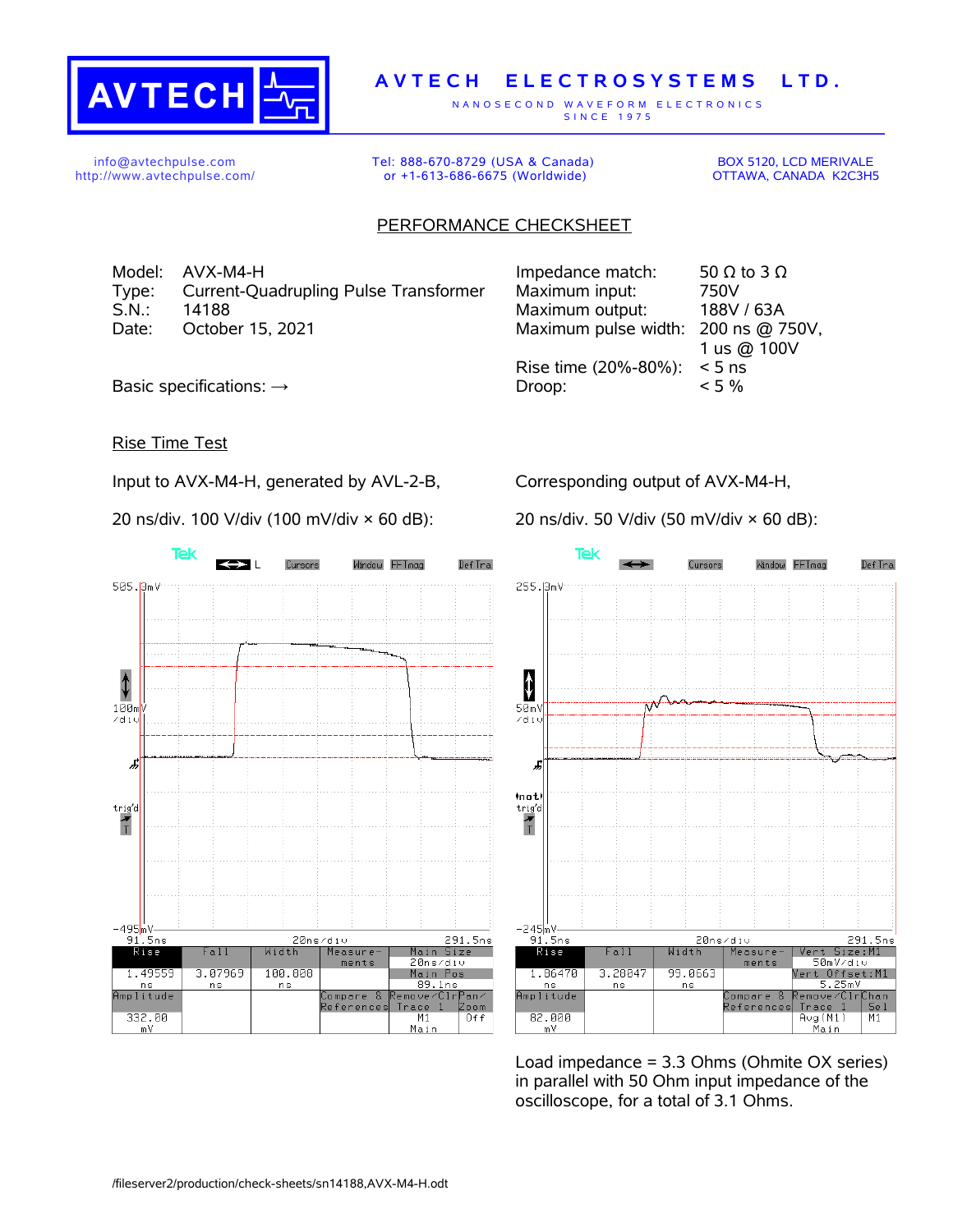# AVTECH ELECTROSYSTEMS LTD.

NANOSECOND WAVEFORM ELECTRONICS
SINCE 1975

info@avtechpulse.com
http://www.avtechpulse.com/

Tel: 888-670-8729 (USA & Canada)
or +1-613-686-6675 (Worldwide)

BOX 5120, LCD MERIVALE
OTTAWA, CANADA K2C3H5

## PERFORMANCE CHECKSHEET

Model: AVX-M4-H
Type: Current-Quadrupling Pulse Transformer
S.N.: 14188
Date: October 15, 2021

Basic specifications: →

| | |
|---|---|
| Impedance match: | 50 Ω to 3 Ω |
| Maximum input: | 750V |
| Maximum output: | 188V / 63A |
| Maximum pulse width: | 200 ns @ 750V, 1 us @ 100V |
| Rise time (20%-80%): | < 5 ns |
| Droop: | < 5 % |

### Rise Time Test

Input to AVX-M4-H, generated by AVL-2-B,

20 ns/div. 100 V/div (100 mV/div × 60 dB):

| Rise | Fall | Width | Amplitude |
|---|---|---|---|
| 1.49559 ns | 3.07969 ns | 100.020 ns | 332.00 mV |

Corresponding output of AVX-M4-H,

20 ns/div. 50 V/div (50 mV/div × 60 dB):

| Rise | Fall | Width | Amplitude |
|---|---|---|---|
| 1.86470 ns | 3.28047 ns | 99.0663 ns | 82.000 mV |

Load impedance = 3.3 Ohms (Ohmite OX series) in parallel with 50 Ohm input impedance of the oscilloscope, for a total of 3.1 Ohms.

/fileserver2/production/check-sheets/sn14188,AVX-M4-H.odt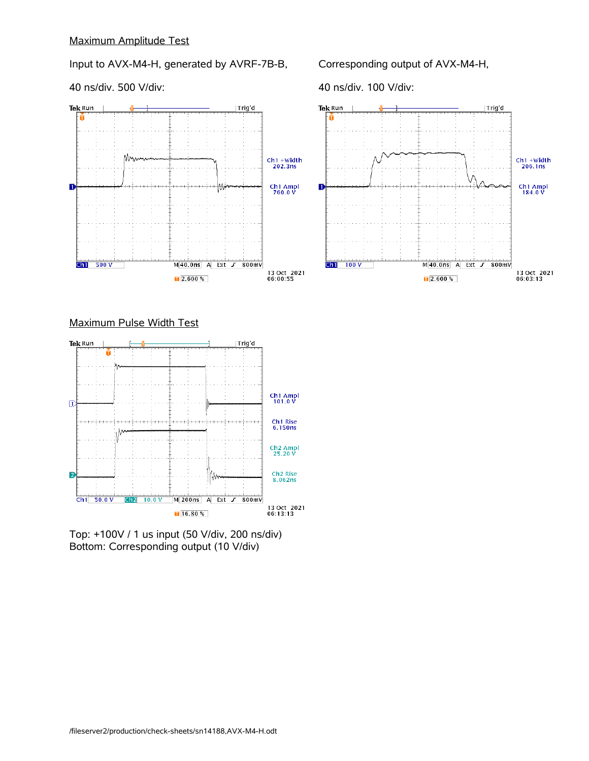Maximum Amplitude Test

Input to AVX-M4-H, generated by AVRF-7B-B,

40 ns/div. 500 V/div:

Tek Run
Trig'd
Ch1 +Width
202.3ns
Ch1 Ampl
760.0 V
Ch1 500 V
M 40.0ns A Ext ∫ 800mV
2.600 %
13 Oct 2021
06:00:55

Corresponding output of AVX-M4-H,

40 ns/div. 100 V/div:

Tek Run
Trig'd
Ch1 +Width
206.1ns
Ch1 Ampl
184.0 V
Ch1 100 V
M 40.0ns A Ext ∫ 800mV
2.600 %
13 Oct 2021
06:03:13

Maximum Pulse Width Test

Tek Run
Trig'd
Ch1 Ampl
101.0 V
Ch1 Rise
6.150ns
Ch2 Ampl
25.20 V
Ch2 Rise
8.062ns
Ch1 50.0 V Ch2 10.0 V
M 200ns A Ext ∫ 800mV
16.80 %
13 Oct 2021
06:13:13

Top: +100V / 1 us input (50 V/div, 200 ns/div)
Bottom: Corresponding output (10 V/div)

/fileserver2/production/check-sheets/sn14188,AVX-M4-H.odt